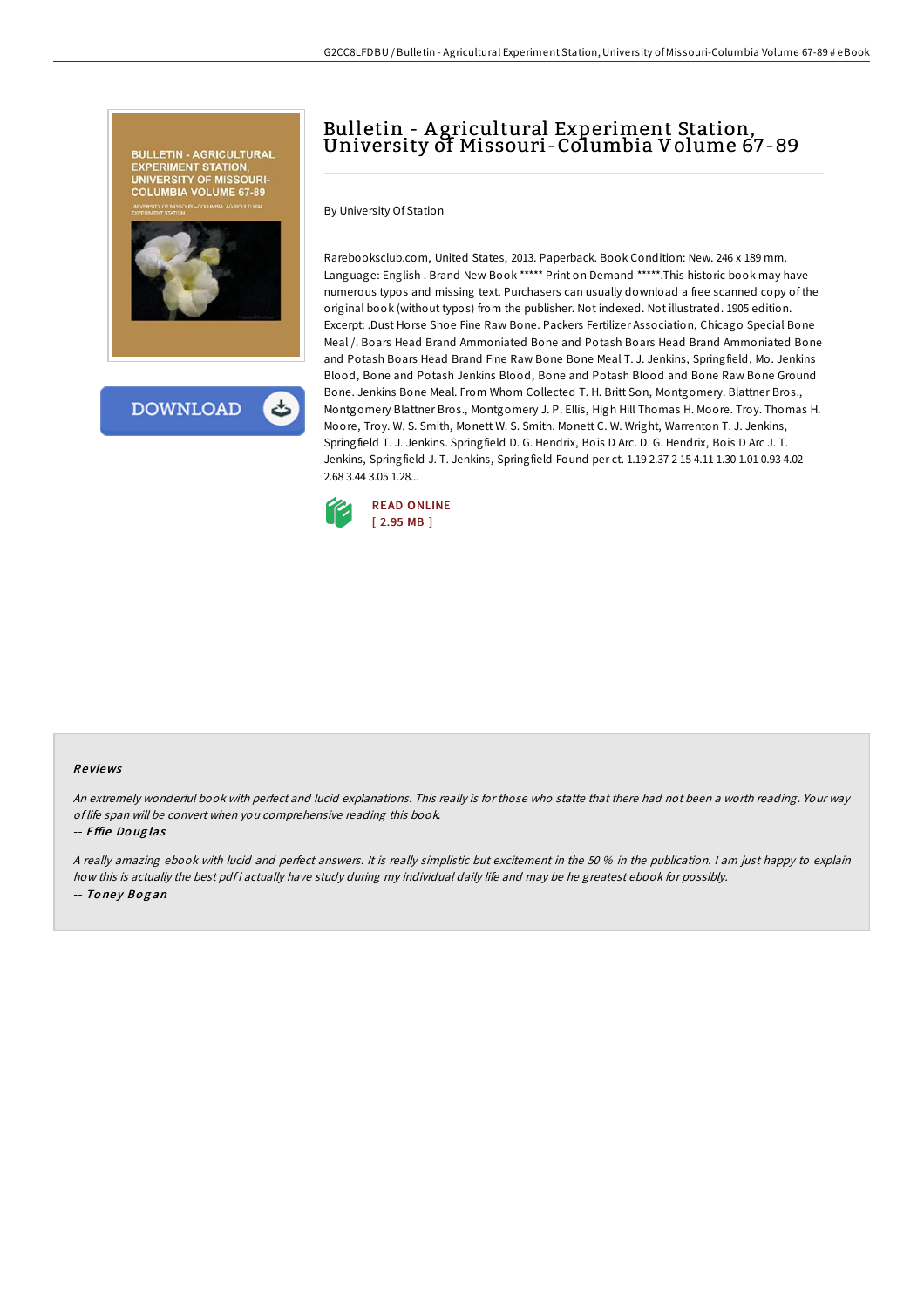# Bulletin - Agricultural Experiment Station, University of Missouri-Columbia Volume 67-89

By University Of Station

Rarebooksclub.com, United States, 2013. Paperback. Book Condition: New. 246 x 189 mm. Language: English . Brand New Book ***** Print on Demand *****.This historic book may have numerous typos and missing text. Purchasers can usually download a free scanned copy of the original book (without typos) from the publisher. Not indexed. Not illustrated. 1905 edition. Excerpt: .Dust Horse Shoe Fine Raw Bone. Packers Fertilizer Association, Chicago Special Bone Meal /. Boars Head Brand Ammoniated Bone and Potash Boars Head Brand Ammoniated Bone and Potash Boars Head Brand Fine Raw Bone Bone Meal T. J. Jenkins, Springfield, Mo. Jenkins Blood, Bone and Potash Jenkins Blood, Bone and Potash Blood and Bone Raw Bone Ground Bone. Jenkins Bone Meal. From Whom Collected T. H. Britt Son, Montgomery. Blattner Bros., Montgomery Blattner Bros., Montgomery J. P. Ellis, High Hill Thomas H. Moore. Troy. Thomas H. Moore, Troy. W. S. Smith, Monett W. S. Smith. Monett C. W. Wright, Warrenton T. J. Jenkins, Springfield T. J. Jenkins. Springfield D. G. Hendrix, Bois D Arc. D. G. Hendrix, Bois D Arc J. T. Jenkins, Springfield J. T. Jenkins, Springfield Found per ct. 1.19 2.37 2 15 4.11 1.30 1.01 0.93 4.02 2.68 3.44 3.05 1.28...

READ ONLINE
[ 2.95 MB ]

## Reviews

*An extremely wonderful book with perfect and lucid explanations. This really is for those who statte that there had not been a worth reading. Your way of life span will be convert when you comprehensive reading this book.*

-- *Effie Douglas*

*A really amazing ebook with lucid and perfect answers. It is really simplistic but excitement in the 50 % in the publication. I am just happy to explain how this is actually the best pdf i actually have study during my individual daily life and may be he greatest ebook for possibly.*

-- *Toney Bogan*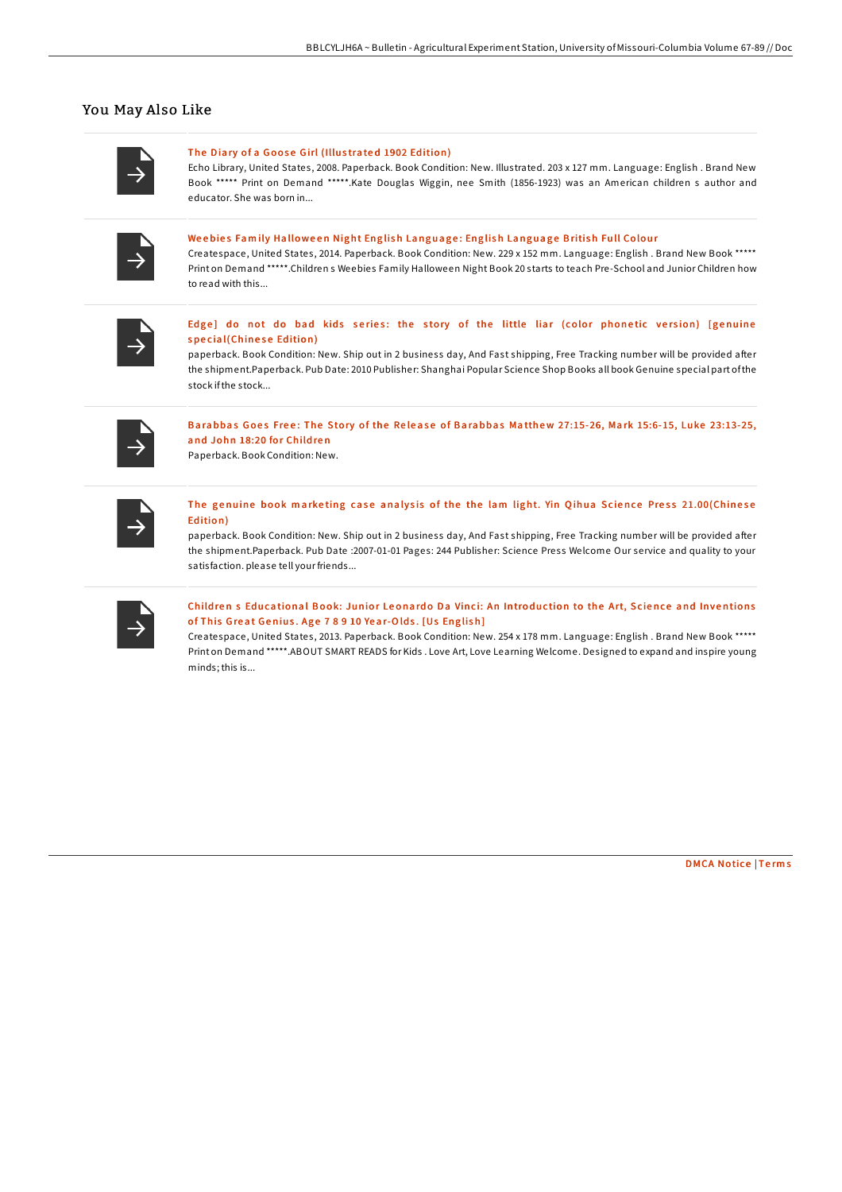## You May Also Like

**The Diary of a Goose Girl (Illustrated 1902 Edition)**

Echo Library, United States, 2008. Paperback. Book Condition: New. Illustrated. 203 x 127 mm. Language: English . Brand New Book ***** Print on Demand *****.Kate Douglas Wiggin, nee Smith (1856-1923) was an American children s author and educator. She was born in...

**Weebies Family Halloween Night English Language: English Language British Full Colour**

Createspace, United States, 2014. Paperback. Book Condition: New. 229 x 152 mm. Language: English . Brand New Book ***** Print on Demand *****.Children s Weebies Family Halloween Night Book 20 starts to teach Pre-School and Junior Children how to read with this...

**Edge] do not do bad kids series: the story of the little liar (color phonetic version) [genuine special(Chinese Edition)**

paperback. Book Condition: New. Ship out in 2 business day, And Fast shipping, Free Tracking number will be provided after the shipment.Paperback. Pub Date: 2010 Publisher: Shanghai Popular Science Shop Books all book Genuine special part of the stock if the stock...

**Barabbas Goes Free: The Story of the Release of Barabbas Matthew 27:15-26, Mark 15:6-15, Luke 23:13-25, and John 18:20 for Children**

Paperback. Book Condition: New.

**The genuine book marketing case analysis of the the lam light. Yin Qihua Science Press 21.00(Chinese Edition)**

paperback. Book Condition: New. Ship out in 2 business day, And Fast shipping, Free Tracking number will be provided after the shipment.Paperback. Pub Date :2007-01-01 Pages: 244 Publisher: Science Press Welcome Our service and quality to your satisfaction. please tell your friends...

**Children s Educational Book: Junior Leonardo Da Vinci: An Introduction to the Art, Science and Inventions of This Great Genius. Age 7 8 9 10 Year-Olds. [Us English]**

Createspace, United States, 2013. Paperback. Book Condition: New. 254 x 178 mm. Language: English . Brand New Book ***** Print on Demand *****.ABOUT SMART READS for Kids . Love Art, Love Learning Welcome. Designed to expand and inspire young minds; this is...